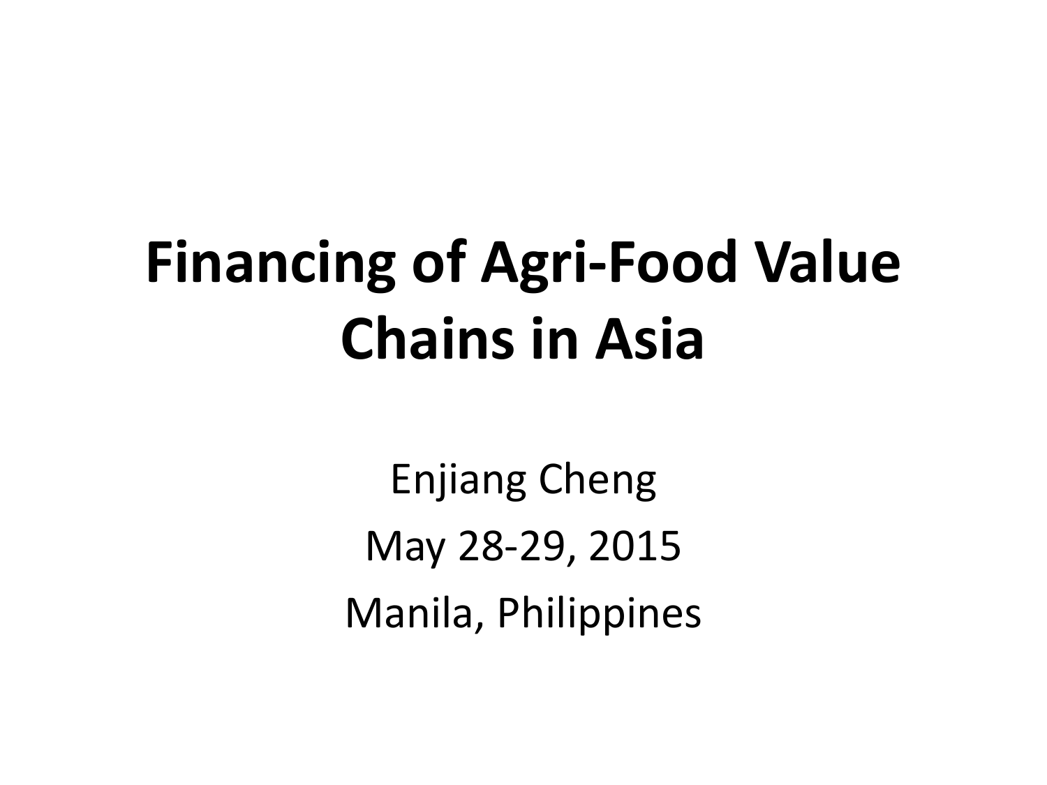# Financing of Agri-Food Value Chains in Asia

Enjiang Cheng

May 28-29, 2015

Manila, Philippines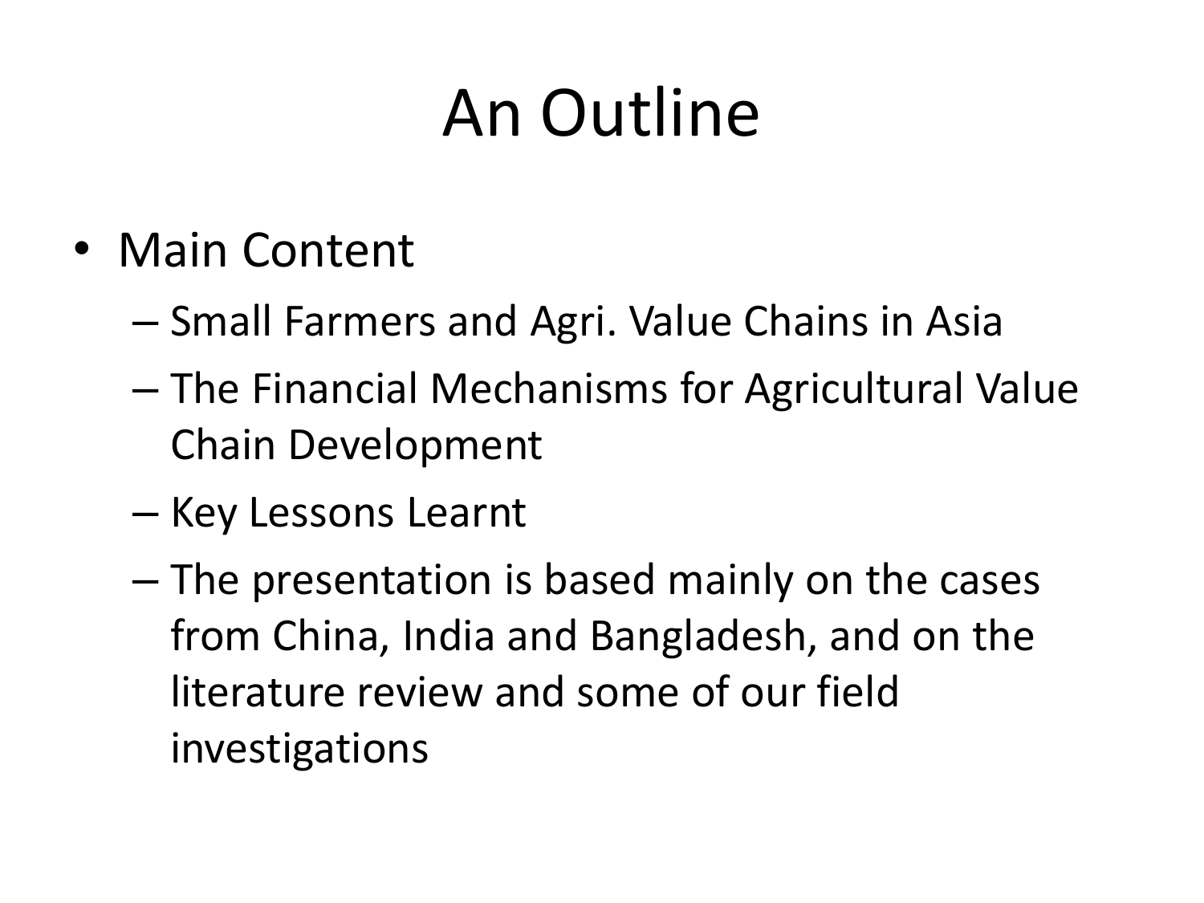# An Outline

- Main Content
  - Small Farmers and Agri. Value Chains in Asia
  - The Financial Mechanisms for Agricultural Value Chain Development
  - Key Lessons Learnt
  - The presentation is based mainly on the cases from China, India and Bangladesh, and on the literature review and some of our field investigations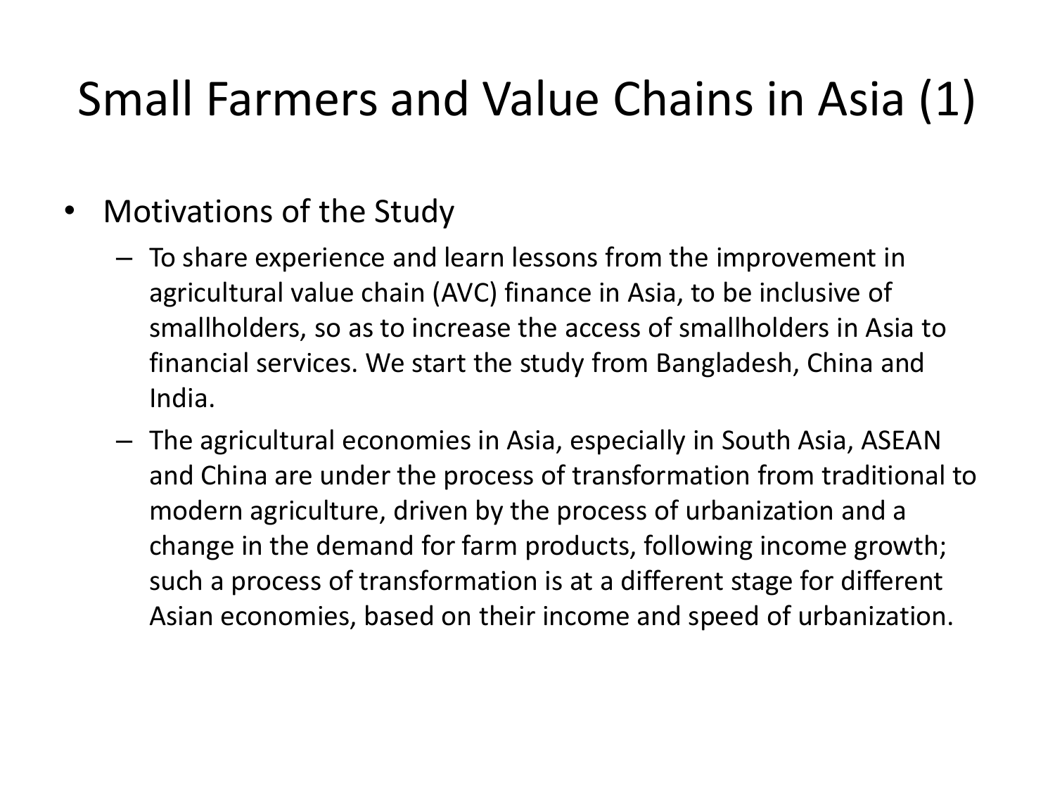# Small Farmers and Value Chains in Asia (1)

- Motivations of the Study
  - To share experience and learn lessons from the improvement in agricultural value chain (AVC) finance in Asia, to be inclusive of smallholders, so as to increase the access of smallholders in Asia to financial services. We start the study from Bangladesh, China and India.
  - The agricultural economies in Asia, especially in South Asia, ASEAN and China are under the process of transformation from traditional to modern agriculture, driven by the process of urbanization and a change in the demand for farm products, following income growth; such a process of transformation is at a different stage for different Asian economies, based on their income and speed of urbanization.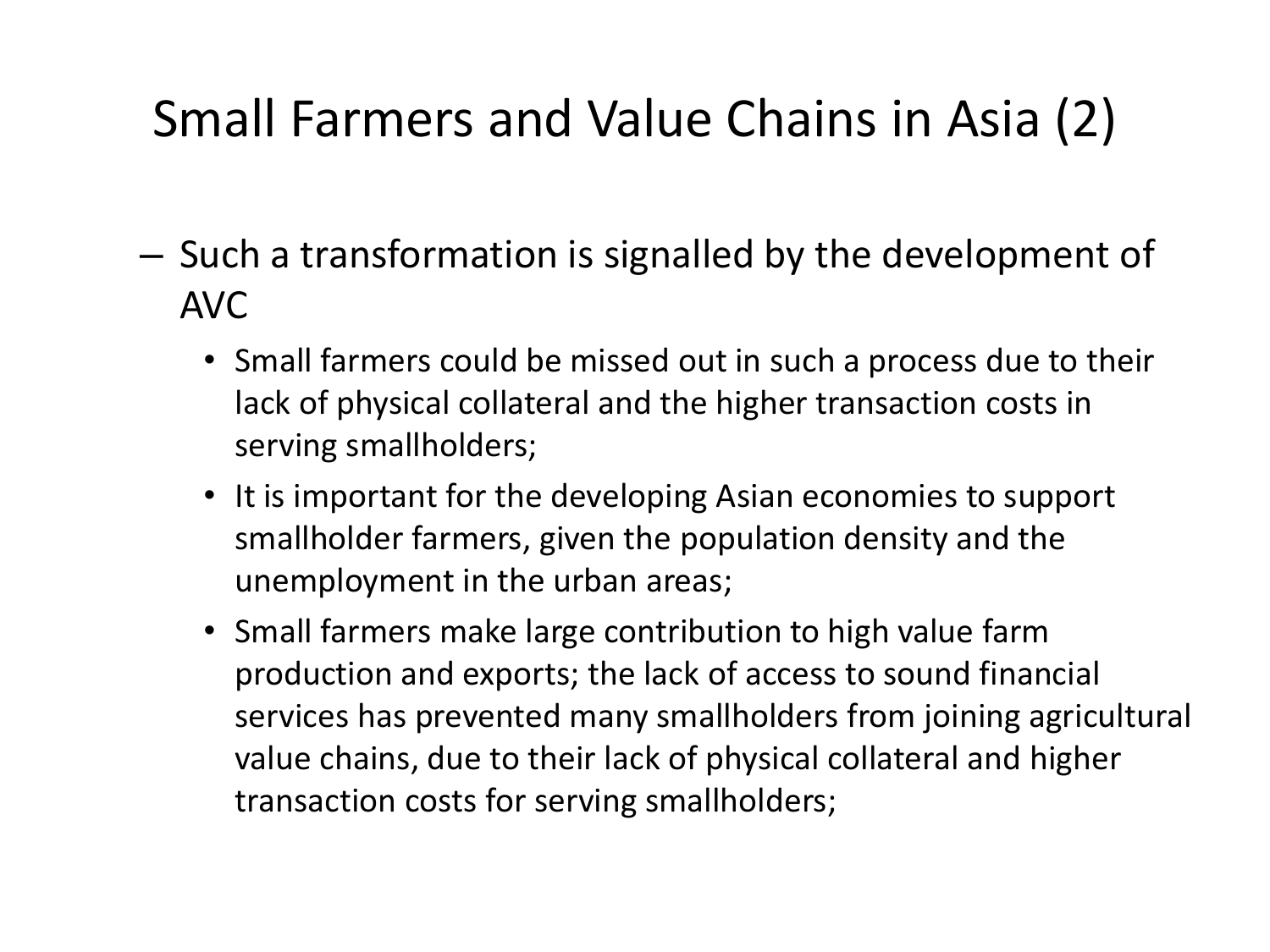# Small Farmers and Value Chains in Asia (2)

- Such a transformation is signalled by the development of AVC
  - Small farmers could be missed out in such a process due to their lack of physical collateral and the higher transaction costs in serving smallholders;
  - It is important for the developing Asian economies to support smallholder farmers, given the population density and the unemployment in the urban areas;
  - Small farmers make large contribution to high value farm production and exports; the lack of access to sound financial services has prevented many smallholders from joining agricultural value chains, due to their lack of physical collateral and higher transaction costs for serving smallholders;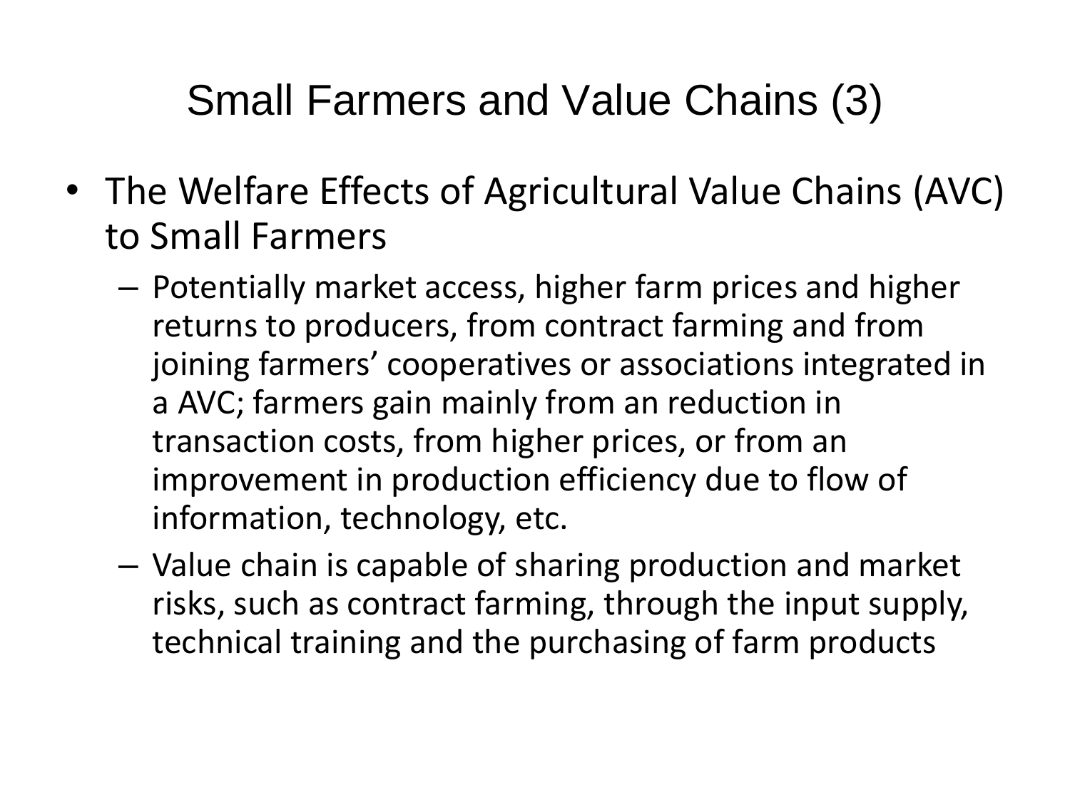# Small Farmers and Value Chains (3)

- The Welfare Effects of Agricultural Value Chains (AVC) to Small Farmers
  - Potentially market access, higher farm prices and higher returns to producers, from contract farming and from joining farmers' cooperatives or associations integrated in a AVC; farmers gain mainly from an reduction in transaction costs, from higher prices, or from an improvement in production efficiency due to flow of information, technology, etc.
  - Value chain is capable of sharing production and market risks, such as contract farming, through the input supply, technical training and the purchasing of farm products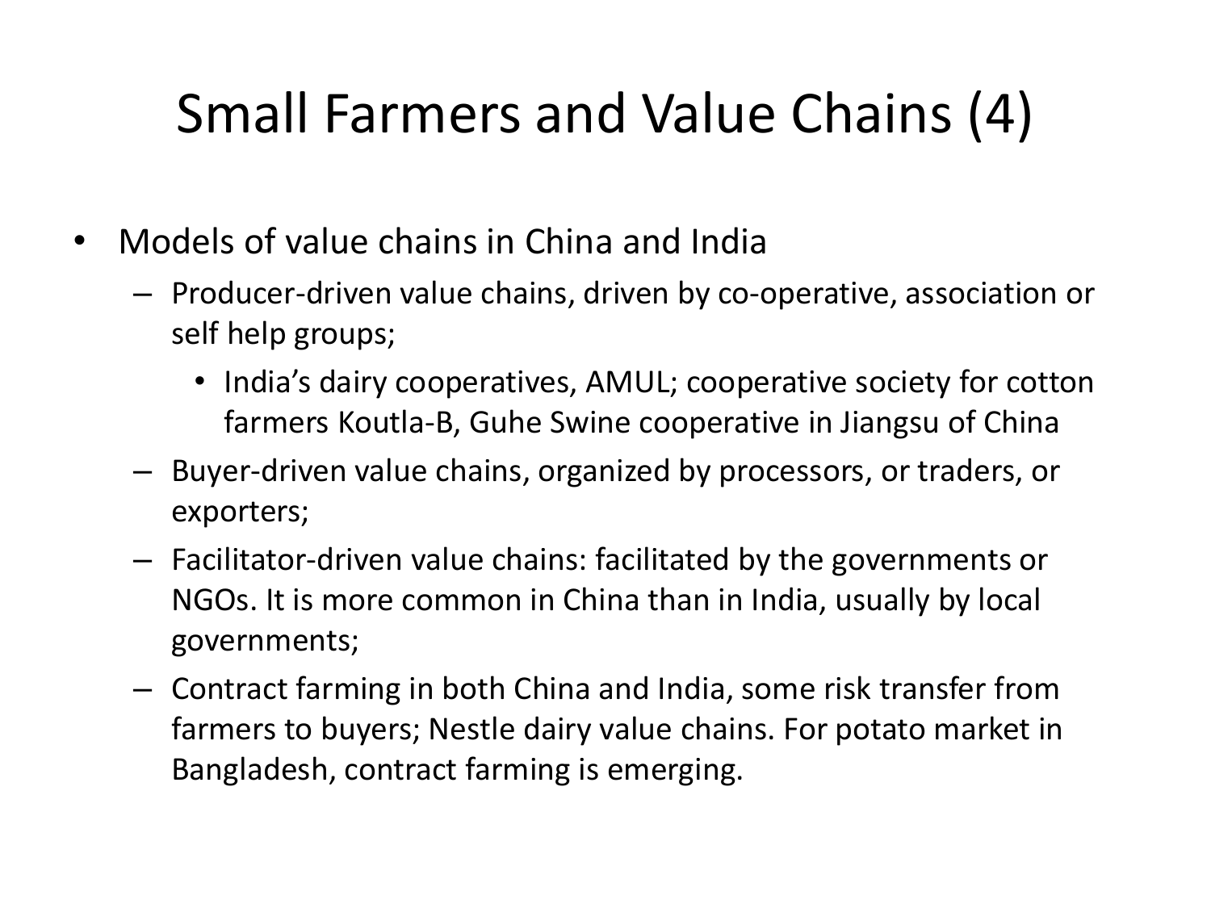# Small Farmers and Value Chains (4)

- Models of value chains in China and India
  - Producer-driven value chains, driven by co-operative, association or self help groups;
    - India's dairy cooperatives, AMUL; cooperative society for cotton farmers Koutla-B, Guhe Swine cooperative in Jiangsu of China
  - Buyer-driven value chains, organized by processors, or traders, or exporters;
  - Facilitator-driven value chains: facilitated by the governments or NGOs. It is more common in China than in India, usually by local governments;
  - Contract farming in both China and India, some risk transfer from farmers to buyers; Nestle dairy value chains. For potato market in Bangladesh, contract farming is emerging.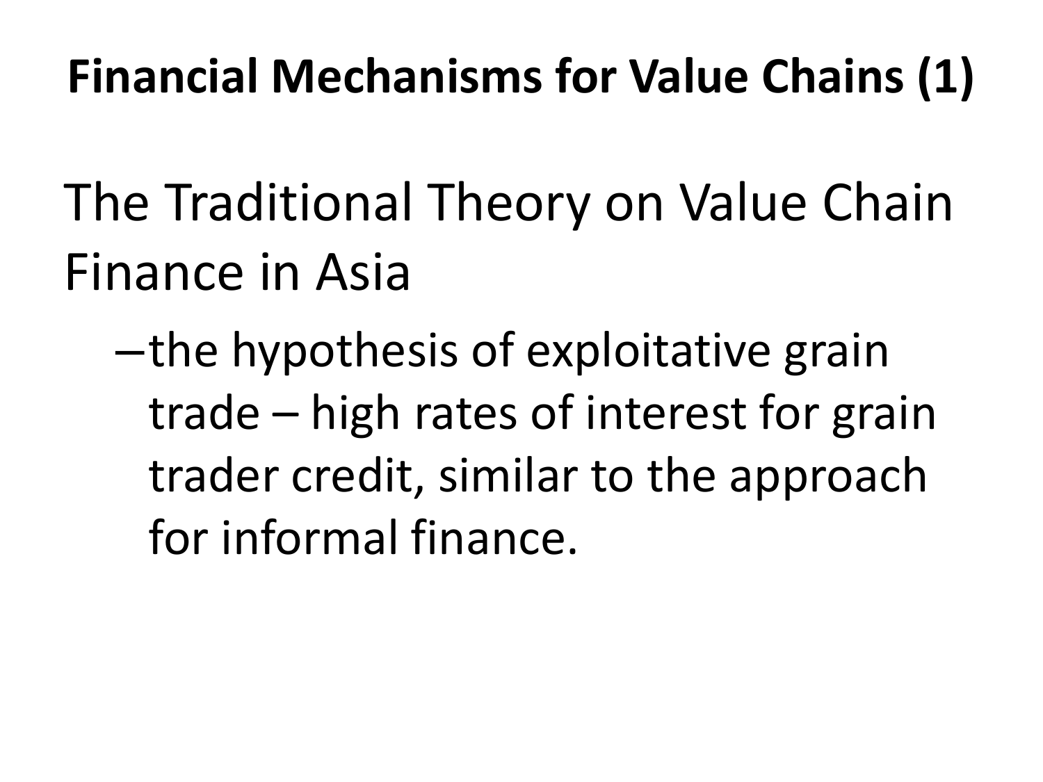# Financial Mechanisms for Value Chains (1)

The Traditional Theory on Value Chain Finance in Asia

- the hypothesis of exploitative grain trade – high rates of interest for grain trader credit, similar to the approach for informal finance.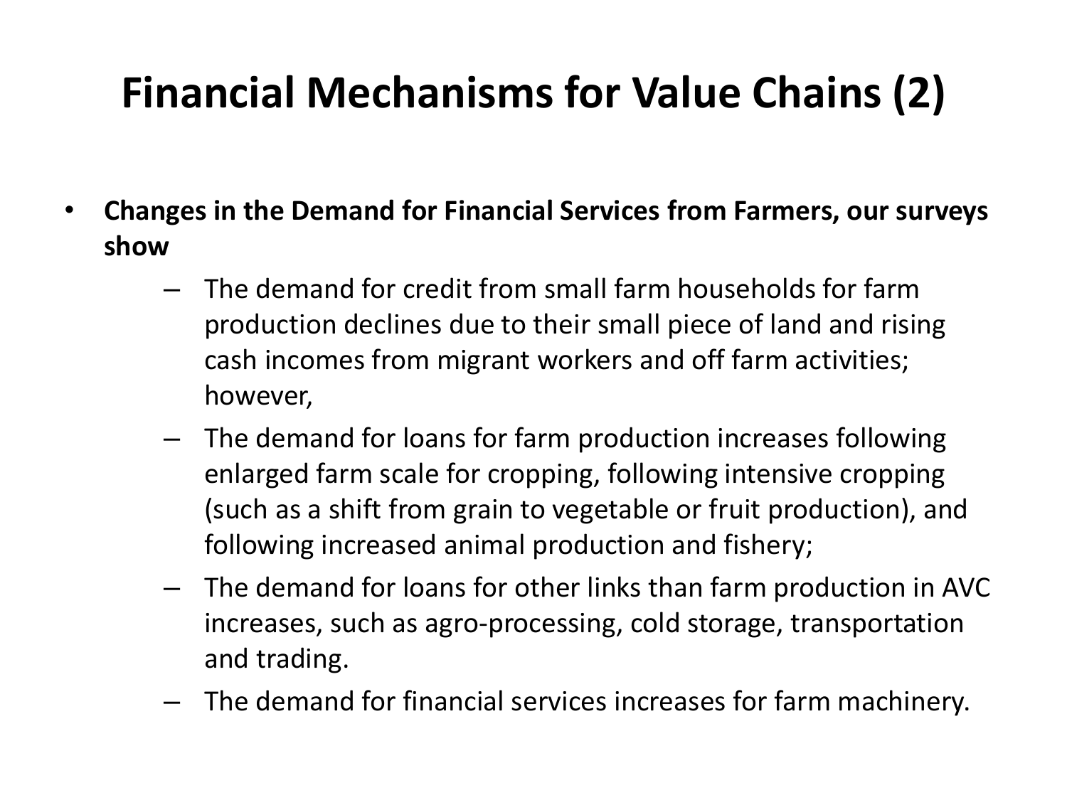# Financial Mechanisms for Value Chains (2)

- **Changes in the Demand for Financial Services from Farmers, our surveys show**
  - The demand for credit from small farm households for farm production declines due to their small piece of land and rising cash incomes from migrant workers and off farm activities; however,
  - The demand for loans for farm production increases following enlarged farm scale for cropping, following intensive cropping (such as a shift from grain to vegetable or fruit production), and following increased animal production and fishery;
  - The demand for loans for other links than farm production in AVC increases, such as agro-processing, cold storage, transportation and trading.
  - The demand for financial services increases for farm machinery.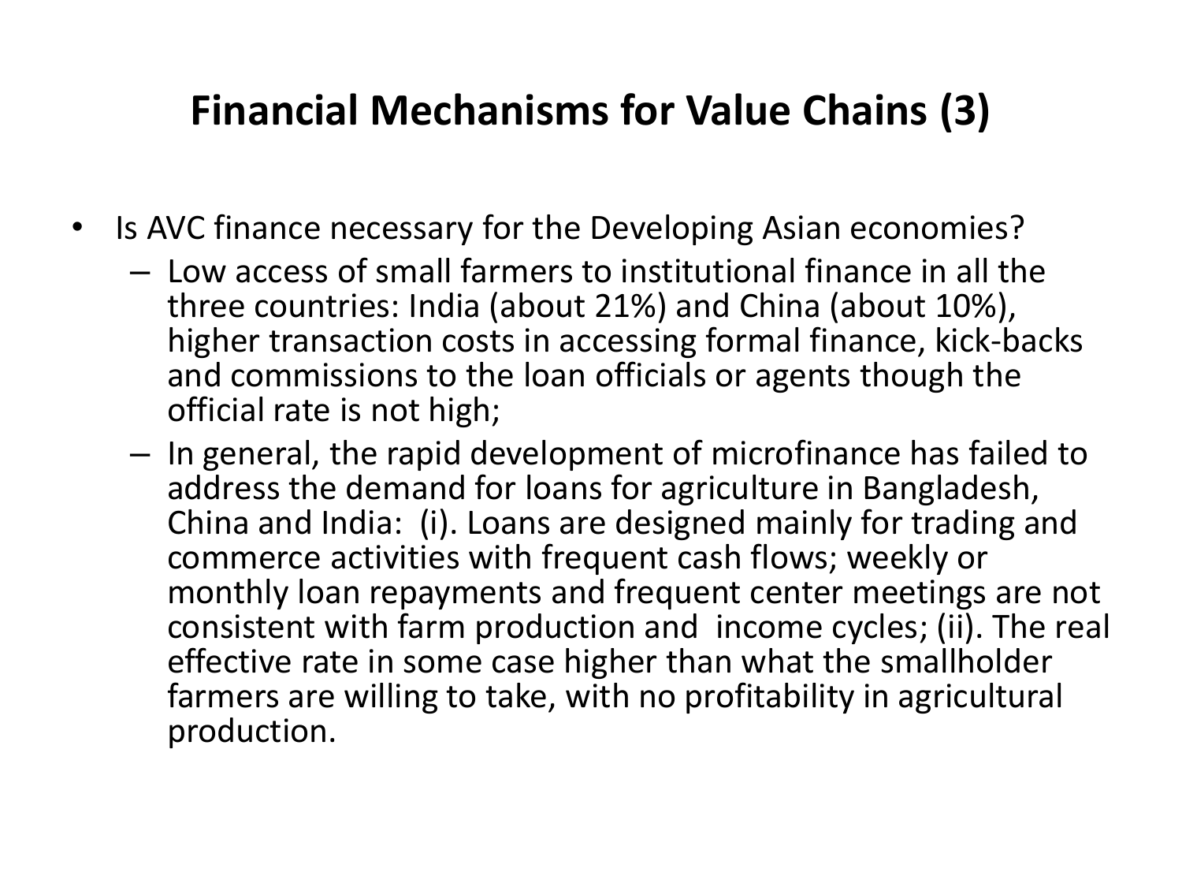# Financial Mechanisms for Value Chains (3)

- Is AVC finance necessary for the Developing Asian economies?
  - Low access of small farmers to institutional finance in all the three countries: India (about 21%) and China (about 10%), higher transaction costs in accessing formal finance, kick-backs and commissions to the loan officials or agents though the official rate is not high;
  - In general, the rapid development of microfinance has failed to address the demand for loans for agriculture in Bangladesh, China and India: (i). Loans are designed mainly for trading and commerce activities with frequent cash flows; weekly or monthly loan repayments and frequent center meetings are not consistent with farm production and income cycles; (ii). The real effective rate in some case higher than what the smallholder farmers are willing to take, with no profitability in agricultural production.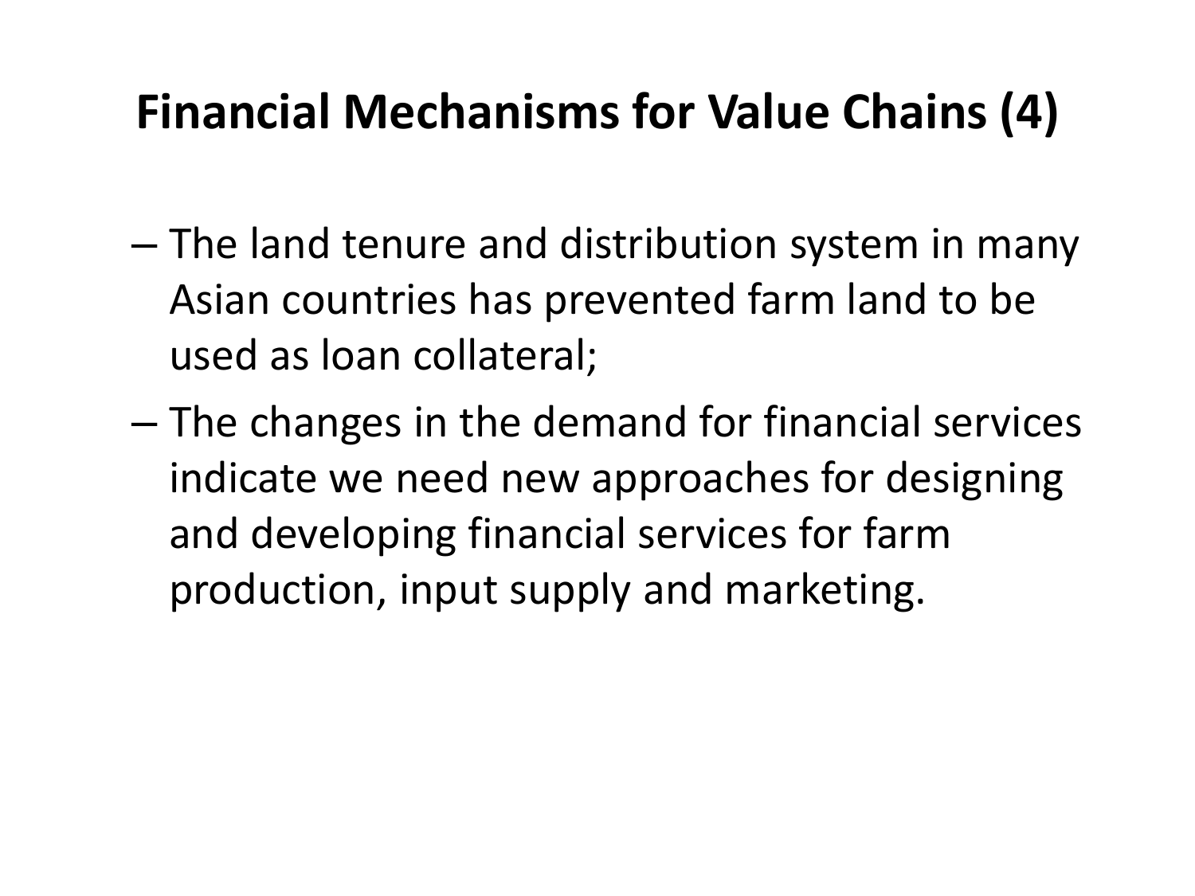# Financial Mechanisms for Value Chains (4)

- The land tenure and distribution system in many Asian countries has prevented farm land to be used as loan collateral;
- The changes in the demand for financial services indicate we need new approaches for designing and developing financial services for farm production, input supply and marketing.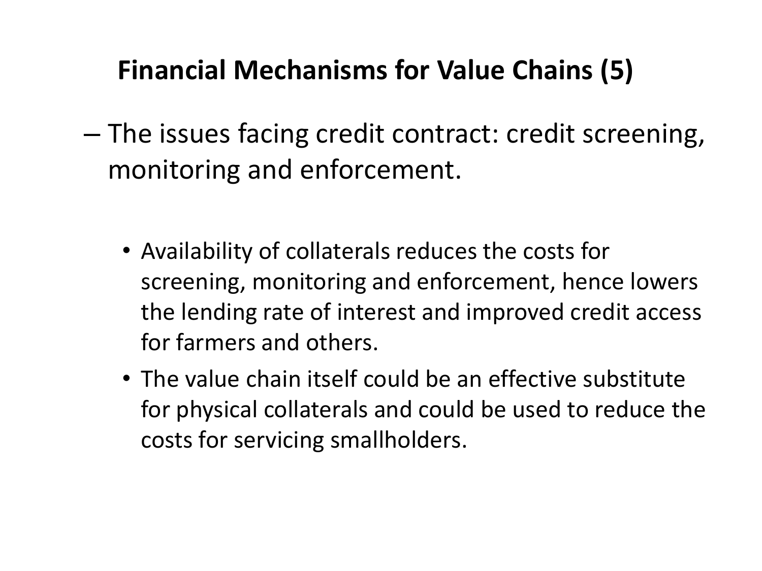## Financial Mechanisms for Value Chains (5)

– The issues facing credit contract: credit screening, monitoring and enforcement.

  - Availability of collaterals reduces the costs for screening, monitoring and enforcement, hence lowers the lending rate of interest and improved credit access for farmers and others.
  - The value chain itself could be an effective substitute for physical collaterals and could be used to reduce the costs for servicing smallholders.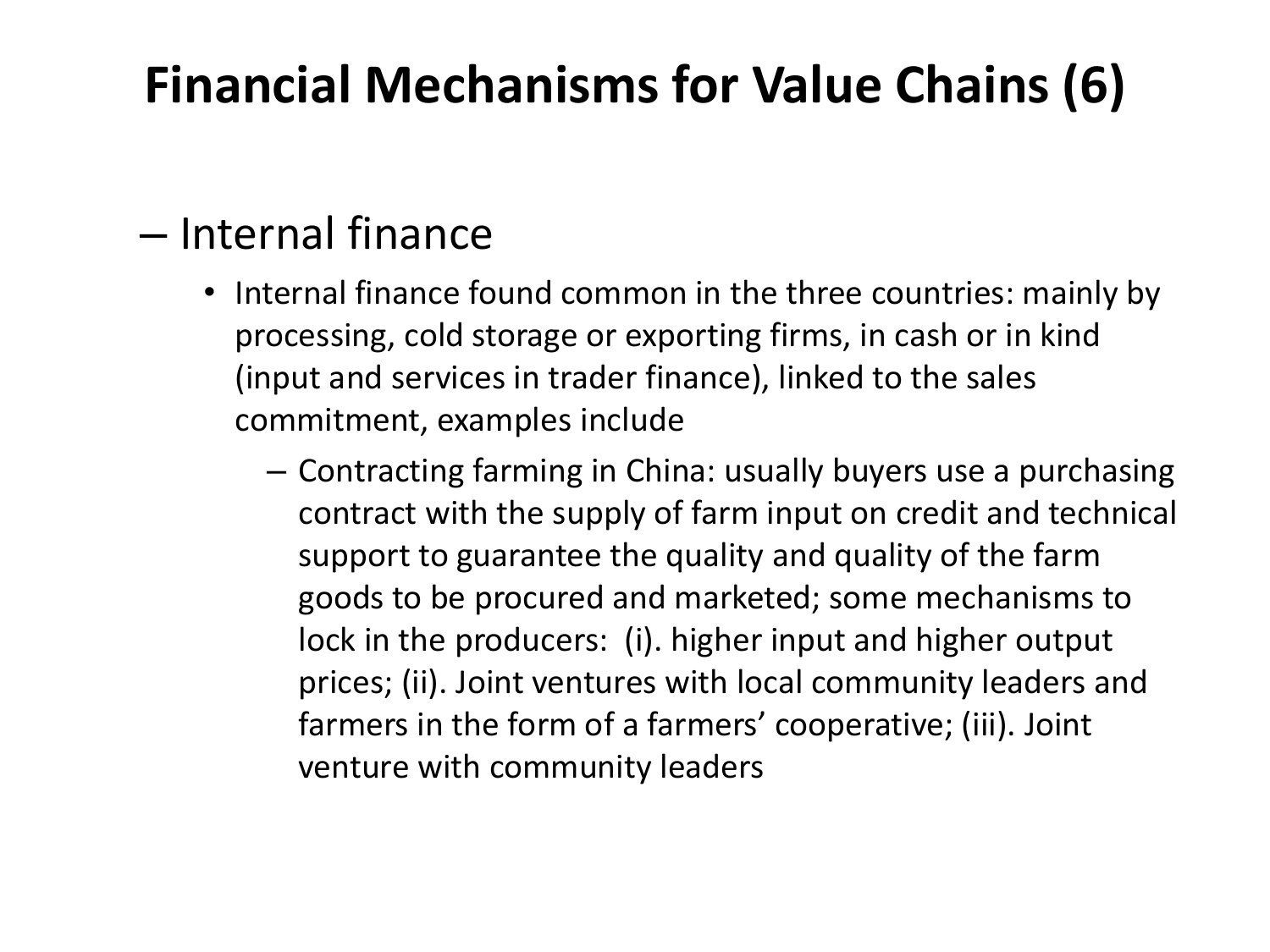# Financial Mechanisms for Value Chains (6)

- Internal finance
  - Internal finance found common in the three countries: mainly by processing, cold storage or exporting firms, in cash or in kind (input and services in trader finance), linked to the sales commitment, examples include
    - Contracting farming in China: usually buyers use a purchasing contract with the supply of farm input on credit and technical support to guarantee the quality and quality of the farm goods to be procured and marketed; some mechanisms to lock in the producers: (i). higher input and higher output prices; (ii). Joint ventures with local community leaders and farmers in the form of a farmers' cooperative; (iii). Joint venture with community leaders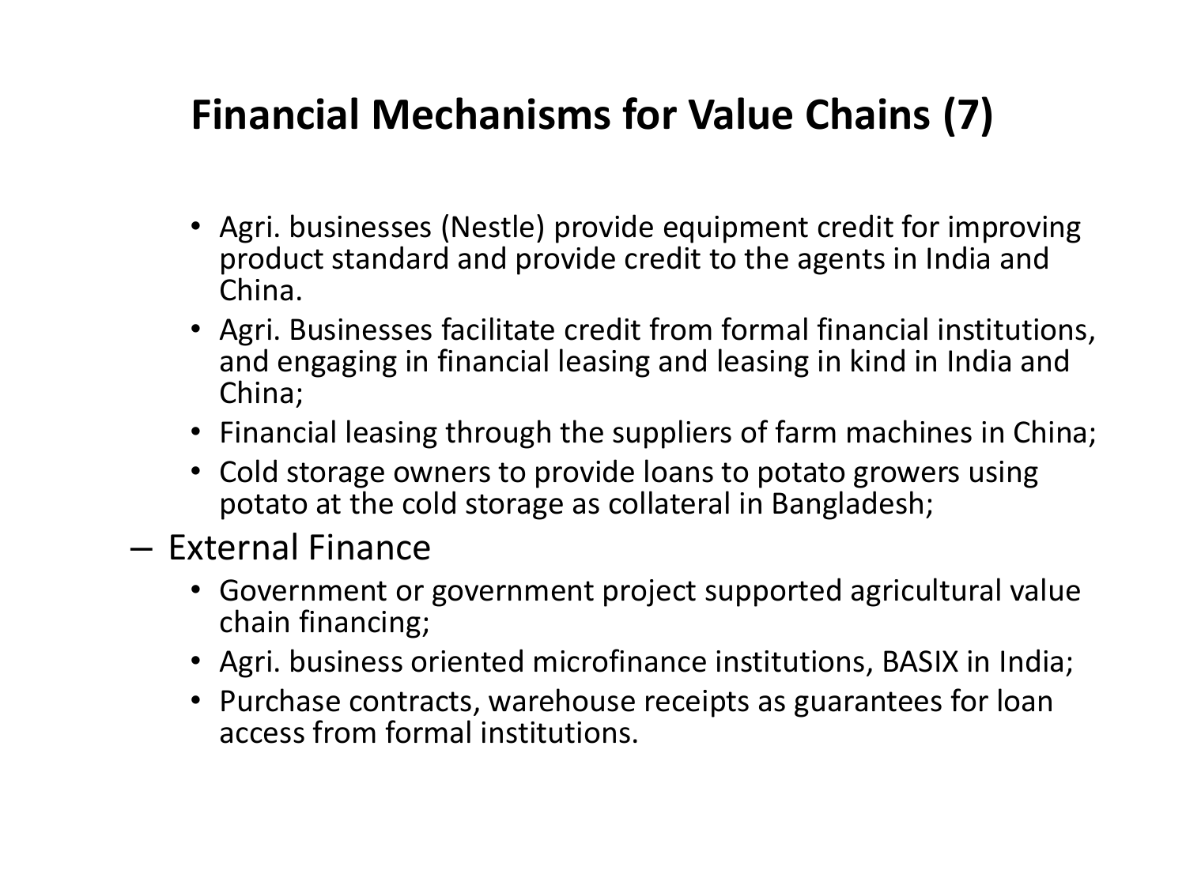# Financial Mechanisms for Value Chains (7)

- Agri. businesses (Nestle) provide equipment credit for improving product standard and provide credit to the agents in India and China.
- Agri. Businesses facilitate credit from formal financial institutions, and engaging in financial leasing and leasing in kind in India and China;
- Financial leasing through the suppliers of farm machines in China;
- Cold storage owners to provide loans to potato growers using potato at the cold storage as collateral in Bangladesh;

– External Finance
  - Government or government project supported agricultural value chain financing;
  - Agri. business oriented microfinance institutions, BASIX in India;
  - Purchase contracts, warehouse receipts as guarantees for loan access from formal institutions.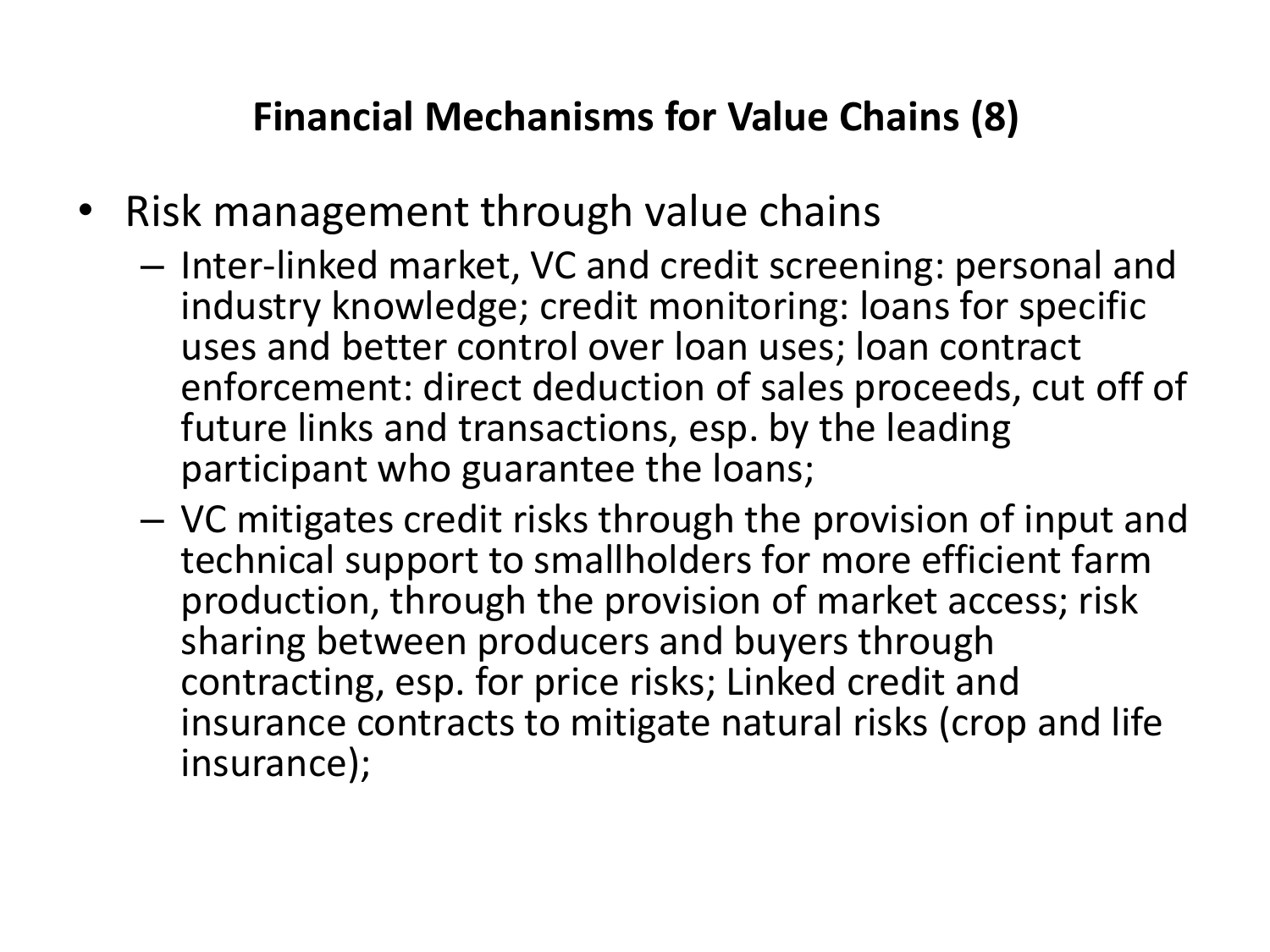## Financial Mechanisms for Value Chains (8)

- Risk management through value chains
  - Inter-linked market, VC and credit screening: personal and industry knowledge; credit monitoring: loans for specific uses and better control over loan uses; loan contract enforcement: direct deduction of sales proceeds, cut off of future links and transactions, esp. by the leading participant who guarantee the loans;
  - VC mitigates credit risks through the provision of input and technical support to smallholders for more efficient farm production, through the provision of market access; risk sharing between producers and buyers through contracting, esp. for price risks; Linked credit and insurance contracts to mitigate natural risks (crop and life insurance);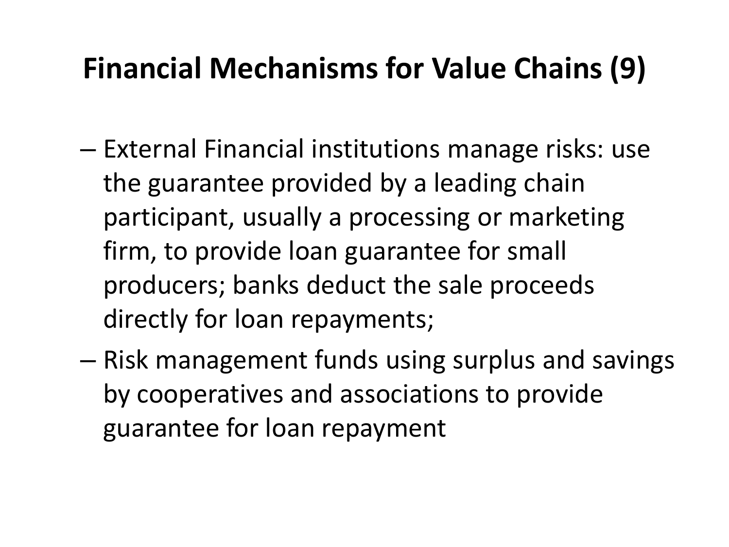# Financial Mechanisms for Value Chains (9)

- External Financial institutions manage risks: use the guarantee provided by a leading chain participant, usually a processing or marketing firm, to provide loan guarantee for small producers; banks deduct the sale proceeds directly for loan repayments;
- Risk management funds using surplus and savings by cooperatives and associations to provide guarantee for loan repayment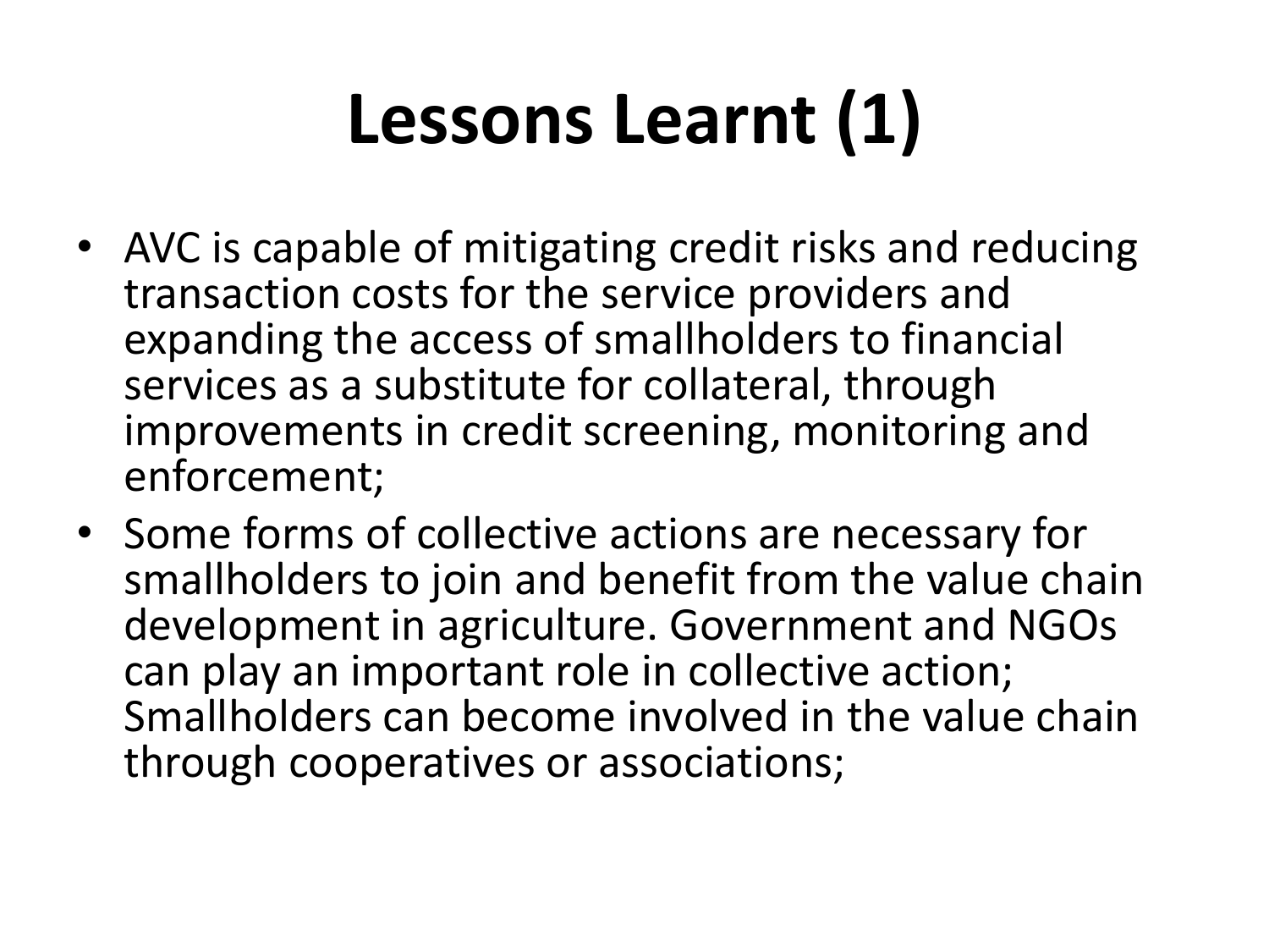# Lessons Learnt (1)

- AVC is capable of mitigating credit risks and reducing transaction costs for the service providers and expanding the access of smallholders to financial services as a substitute for collateral, through improvements in credit screening, monitoring and enforcement;
- Some forms of collective actions are necessary for smallholders to join and benefit from the value chain development in agriculture. Government and NGOs can play an important role in collective action; Smallholders can become involved in the value chain through cooperatives or associations;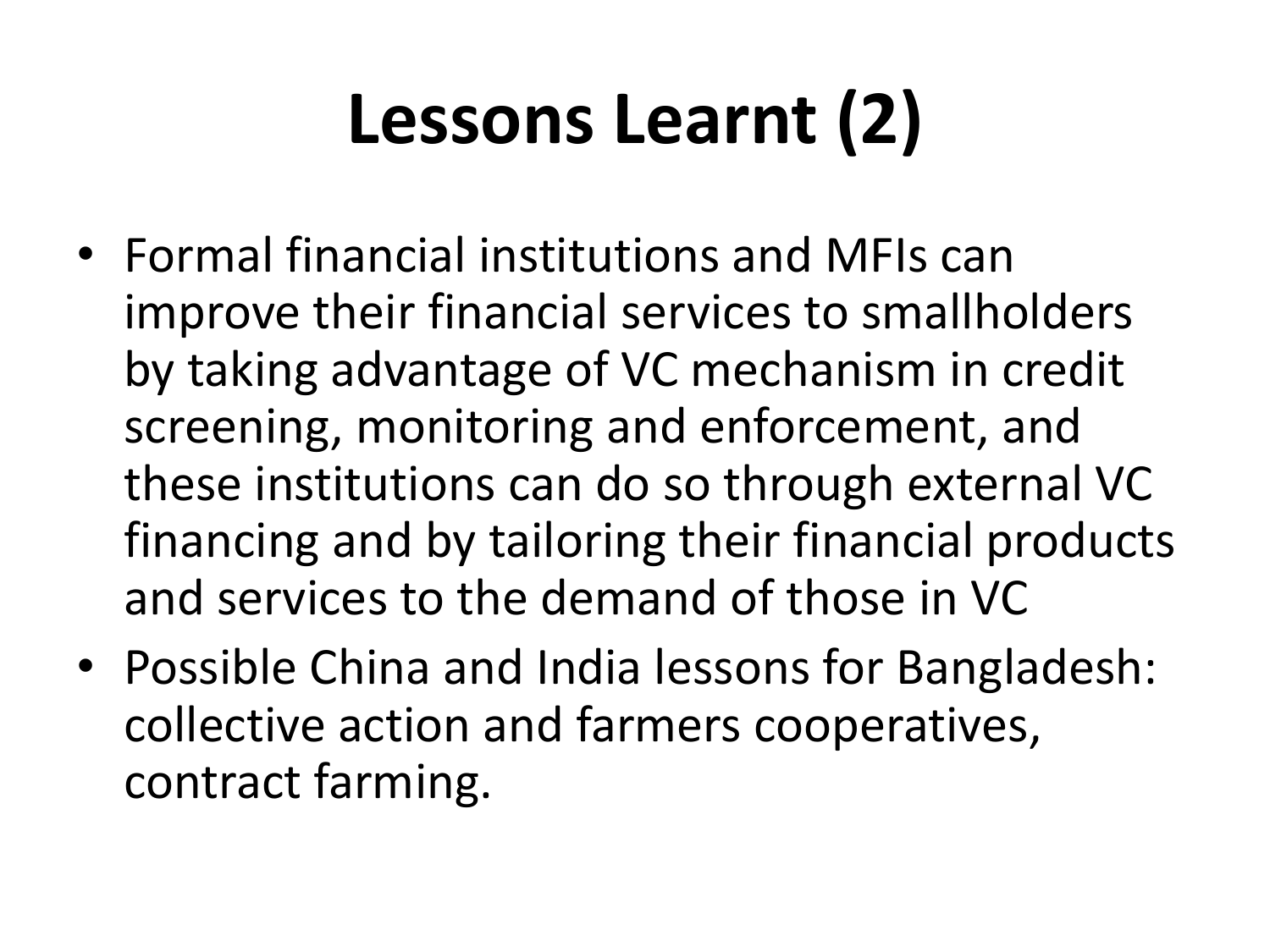# Lessons Learnt (2)

- Formal financial institutions and MFIs can improve their financial services to smallholders by taking advantage of VC mechanism in credit screening, monitoring and enforcement, and these institutions can do so through external VC financing and by tailoring their financial products and services to the demand of those in VC
- Possible China and India lessons for Bangladesh: collective action and farmers cooperatives, contract farming.